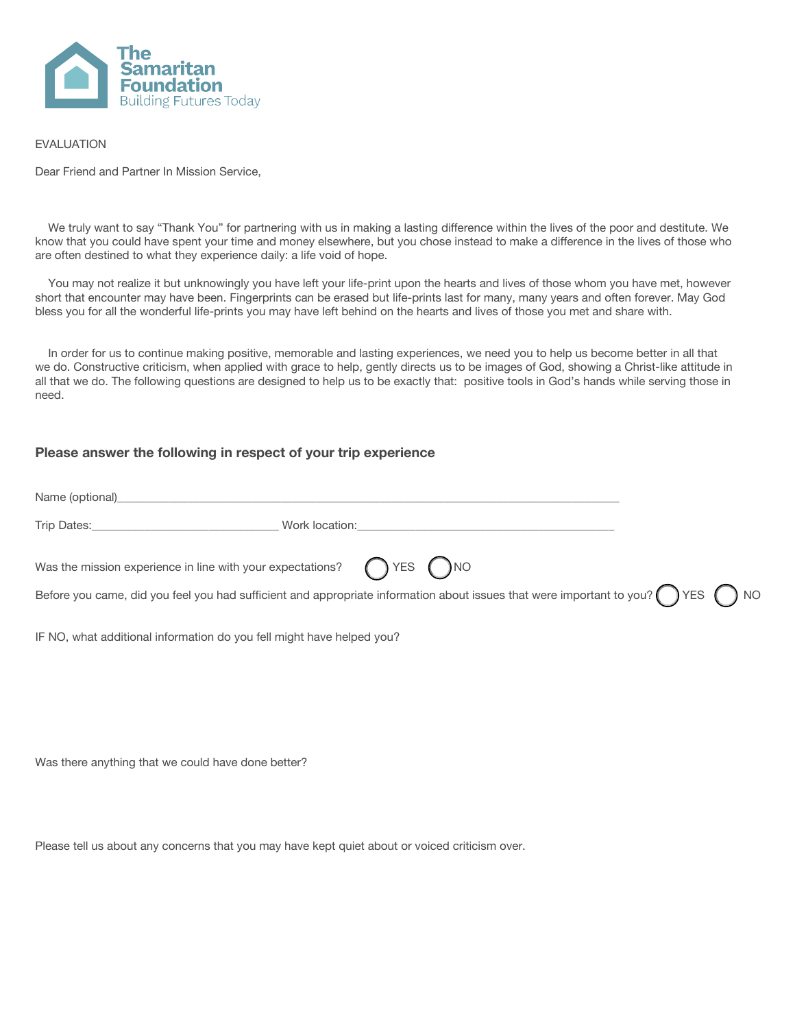The Samaritan Foundation
Building Futures Today

EVALUATION

Dear Friend and Partner In Mission Service,

We truly want to say "Thank You" for partnering with us in making a lasting difference within the lives of the poor and destitute. We know that you could have spent your time and money elsewhere, but you chose instead to make a difference in the lives of those who are often destined to what they experience daily: a life void of hope.

You may not realize it but unknowingly you have left your life-print upon the hearts and lives of those whom you have met, however short that encounter may have been. Fingerprints can be erased but life-prints last for many, many years and often forever. May God bless you for all the wonderful life-prints you may have left behind on the hearts and lives of those you met and share with.

In order for us to continue making positive, memorable and lasting experiences, we need you to help us become better in all that we do. Constructive criticism, when applied with grace to help, gently directs us to be images of God, showing a Christ-like attitude in all that we do. The following questions are designed to help us to be exactly that: positive tools in God's hands while serving those in need.

### Please answer the following in respect of your trip experience

Name (optional)________________________________________________________________________

Trip Dates:_____________________________ Work location:_________________________________________

Was the mission experience in line with your expectations? ◯ YES ◯ NO

Before you came, did you feel you had sufficient and appropriate information about issues that were important to you? ◯ YES ◯ NO

IF NO, what additional information do you fell might have helped you?

Was there anything that we could have done better?

Please tell us about any concerns that you may have kept quiet about or voiced criticism over.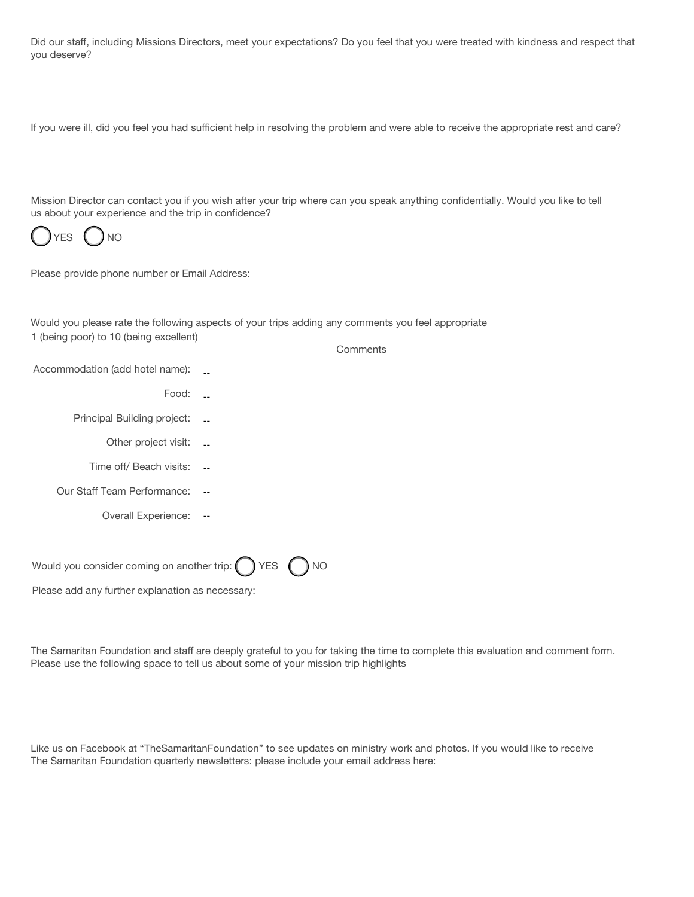Did our staff, including Missions Directors, meet your expectations? Do you feel that you were treated with kindness and respect that you deserve?

If you were ill, did you feel you had sufficient help in resolving the problem and were able to receive the appropriate rest and care?

Mission Director can contact you if you wish after your trip where can you speak anything confidentially. Would you like to tell us about your experience and the trip in confidence?

◯ YES ◯ NO

Please provide phone number or Email Address:

Would you please rate the following aspects of your trips adding any comments you feel appropriate
1 (being poor) to 10 (being excellent)

| | | Comments |
|---|---|---|
| Accommodation (add hotel name): | -- | |
| Food: | -- | |
| Principal Building project: | -- | |
| Other project visit: | -- | |
| Time off/ Beach visits: | -- | |
| Our Staff Team Performance: | -- | |
| Overall Experience: | -- | |

Would you consider coming on another trip: ◯ YES ◯ NO

Please add any further explanation as necessary:

The Samaritan Foundation and staff are deeply grateful to you for taking the time to complete this evaluation and comment form. Please use the following space to tell us about some of your mission trip highlights

Like us on Facebook at "TheSamaritanFoundation" to see updates on ministry work and photos. If you would like to receive The Samaritan Foundation quarterly newsletters: please include your email address here: